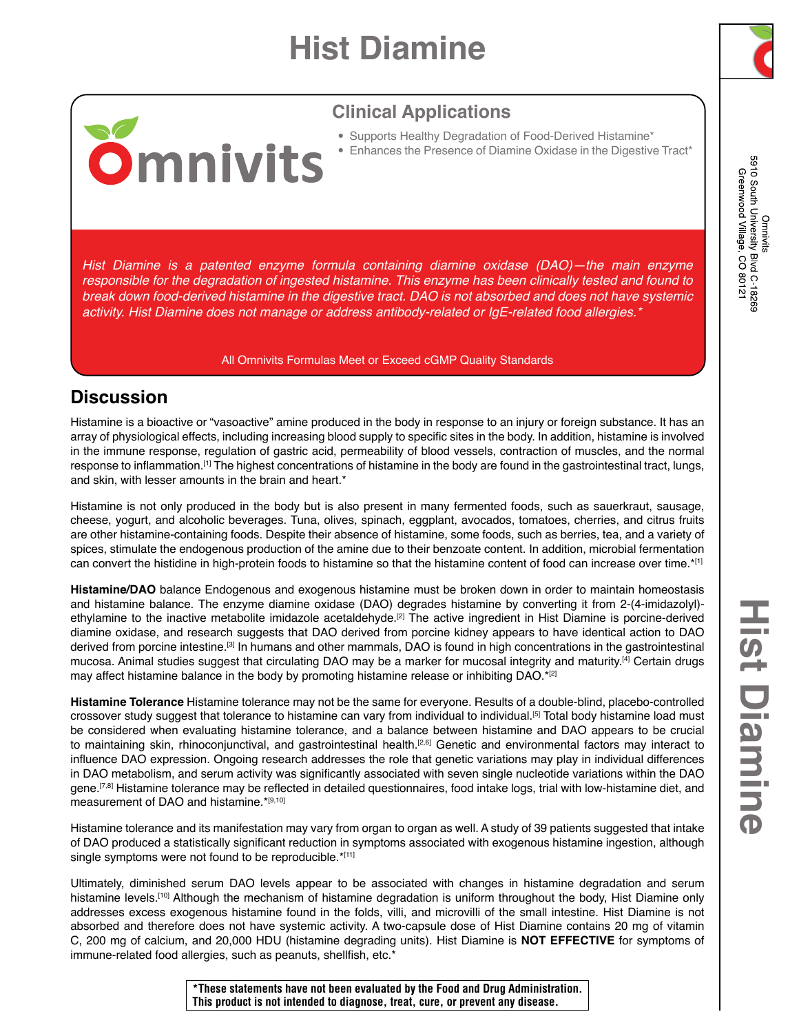# Hist Diamine

Omnivits

## Clinical Applications

- Supports Healthy Degradation of Food-Derived Histamine*
- Enhances the Presence of Diamine Oxidase in the Digestive Tract*

*Hist Diamine is a patented enzyme formula containing diamine oxidase (DAO)—the main enzyme responsible for the degradation of ingested histamine. This enzyme has been clinically tested and found to break down food-derived histamine in the digestive tract. DAO is not absorbed and does not have systemic activity. Hist Diamine does not manage or address antibody-related or IgE-related food allergies.**

All Omnivits Formulas Meet or Exceed cGMP Quality Standards

Omnivits
5910 South University Blvd C-18269
Greenwood Village, CO 80121

## Discussion

Histamine is a bioactive or "vasoactive" amine produced in the body in response to an injury or foreign substance. It has an array of physiological effects, including increasing blood supply to specific sites in the body. In addition, histamine is involved in the immune response, regulation of gastric acid, permeability of blood vessels, contraction of muscles, and the normal response to inflammation.[1] The highest concentrations of histamine in the body are found in the gastrointestinal tract, lungs, and skin, with lesser amounts in the brain and heart.*

Histamine is not only produced in the body but is also present in many fermented foods, such as sauerkraut, sausage, cheese, yogurt, and alcoholic beverages. Tuna, olives, spinach, eggplant, avocados, tomatoes, cherries, and citrus fruits are other histamine-containing foods. Despite their absence of histamine, some foods, such as berries, tea, and a variety of spices, stimulate the endogenous production of the amine due to their benzoate content. In addition, microbial fermentation can convert the histidine in high-protein foods to histamine so that the histamine content of food can increase over time.*[1]

**Histamine/DAO** balance Endogenous and exogenous histamine must be broken down in order to maintain homeostasis and histamine balance. The enzyme diamine oxidase (DAO) degrades histamine by converting it from 2-(4-imidazolyl)-ethylamine to the inactive metabolite imidazole acetaldehyde.[2] The active ingredient in Hist Diamine is porcine-derived diamine oxidase, and research suggests that DAO derived from porcine kidney appears to have identical action to DAO derived from porcine intestine.[3] In humans and other mammals, DAO is found in high concentrations in the gastrointestinal mucosa. Animal studies suggest that circulating DAO may be a marker for mucosal integrity and maturity.[4] Certain drugs may affect histamine balance in the body by promoting histamine release or inhibiting DAO.*[2]

**Histamine Tolerance** Histamine tolerance may not be the same for everyone. Results of a double-blind, placebo-controlled crossover study suggest that tolerance to histamine can vary from individual to individual.[5] Total body histamine load must be considered when evaluating histamine tolerance, and a balance between histamine and DAO appears to be crucial to maintaining skin, rhinoconjunctival, and gastrointestinal health.[2,6] Genetic and environmental factors may interact to influence DAO expression. Ongoing research addresses the role that genetic variations may play in individual differences in DAO metabolism, and serum activity was significantly associated with seven single nucleotide variations within the DAO gene.[7,8] Histamine tolerance may be reflected in detailed questionnaires, food intake logs, trial with low-histamine diet, and measurement of DAO and histamine.*[9,10]

Histamine tolerance and its manifestation may vary from organ to organ as well. A study of 39 patients suggested that intake of DAO produced a statistically significant reduction in symptoms associated with exogenous histamine ingestion, although single symptoms were not found to be reproducible.*[11]

Ultimately, diminished serum DAO levels appear to be associated with changes in histamine degradation and serum histamine levels.[10] Although the mechanism of histamine degradation is uniform throughout the body, Hist Diamine only addresses excess exogenous histamine found in the folds, villi, and microvilli of the small intestine. Hist Diamine is not absorbed and therefore does not have systemic activity. A two-capsule dose of Hist Diamine contains 20 mg of vitamin C, 200 mg of calcium, and 20,000 HDU (histamine degrading units). Hist Diamine is **NOT EFFECTIVE** for symptoms of immune-related food allergies, such as peanuts, shellfish, etc.*

**\*These statements have not been evaluated by the Food and Drug Administration. This product is not intended to diagnose, treat, cure, or prevent any disease.**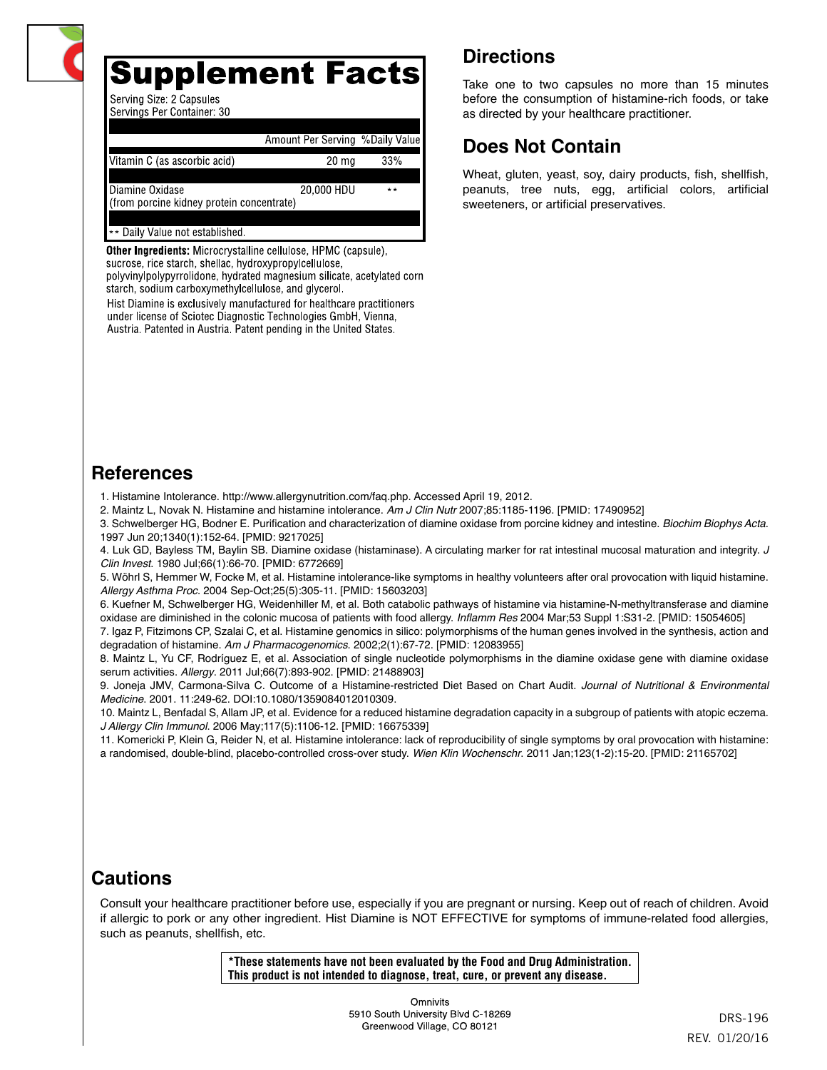# Supplement Facts

Serving Size: 2 Capsules
Servings Per Container: 30

| | Amount Per Serving | %Daily Value |
|---|---|---|
| Vitamin C (as ascorbic acid) | 20 mg | 33% |
| Diamine Oxidase (from porcine kidney protein concentrate) | 20,000 HDU | ** |

** Daily Value not established.

**Other Ingredients:** Microcrystalline cellulose, HPMC (capsule), sucrose, rice starch, shellac, hydroxypropylcellulose, polyvinylpolypyrrolidone, hydrated magnesium silicate, acetylated corn starch, sodium carboxymethylcellulose, and glycerol.

Hist Diamine is exclusively manufactured for healthcare practitioners under license of Sciotec Diagnostic Technologies GmbH, Vienna, Austria. Patented in Austria. Patent pending in the United States.

## Directions

Take one to two capsules no more than 15 minutes before the consumption of histamine-rich foods, or take as directed by your healthcare practitioner.

## Does Not Contain

Wheat, gluten, yeast, soy, dairy products, fish, shellfish, peanuts, tree nuts, egg, artificial colors, artificial sweeteners, or artificial preservatives.

## References

1. Histamine Intolerance. http://www.allergynutrition.com/faq.php. Accessed April 19, 2012.
2. Maintz L, Novak N. Histamine and histamine intolerance. *Am J Clin Nutr* 2007;85:1185-1196. [PMID: 17490952]
3. Schwelberger HG, Bodner E. Purification and characterization of diamine oxidase from porcine kidney and intestine. *Biochim Biophys Acta.* 1997 Jun 20;1340(1):152-64. [PMID: 9217025]
4. Luk GD, Bayless TM, Baylin SB. Diamine oxidase (histaminase). A circulating marker for rat intestinal mucosal maturation and integrity. *J Clin Invest.* 1980 Jul;66(1):66-70. [PMID: 6772669]
5. Wöhrl S, Hemmer W, Focke M, et al. Histamine intolerance-like symptoms in healthy volunteers after oral provocation with liquid histamine. *Allergy Asthma Proc.* 2004 Sep-Oct;25(5):305-11. [PMID: 15603203]
6. Kuefner M, Schwelberger HG, Weidenhiller M, et al. Both catabolic pathways of histamine via histamine-N-methyltransferase and diamine oxidase are diminished in the colonic mucosa of patients with food allergy. *Inflamm Res* 2004 Mar;53 Suppl 1:S31-2. [PMID: 15054605]
7. Igaz P, Fitzimons CP, Szalai C, et al. Histamine genomics in silico: polymorphisms of the human genes involved in the synthesis, action and degradation of histamine. *Am J Pharmacogenomics.* 2002;2(1):67-72. [PMID: 12083955]
8. Maintz L, Yu CF, Rodríguez E, et al. Association of single nucleotide polymorphisms in the diamine oxidase gene with diamine oxidase serum activities. *Allergy.* 2011 Jul;66(7):893-902. [PMID: 21488903]
9. Joneja JMV, Carmona-Silva C. Outcome of a Histamine-restricted Diet Based on Chart Audit. *Journal of Nutritional & Environmental Medicine.* 2001. 11:249-62. DOI:10.1080/13590840120103O9.
10. Maintz L, Benfadal S, Allam JP, et al. Evidence for a reduced histamine degradation capacity in a subgroup of patients with atopic eczema. *J Allergy Clin Immunol.* 2006 May;117(5):1106-12. [PMID: 16675339]
11. Komericki P, Klein G, Reider N, et al. Histamine intolerance: lack of reproducibility of single symptoms by oral provocation with histamine: a randomised, double-blind, placebo-controlled cross-over study. *Wien Klin Wochenschr.* 2011 Jan;123(1-2):15-20. [PMID: 21165702]

## Cautions

Consult your healthcare practitioner before use, especially if you are pregnant or nursing. Keep out of reach of children. Avoid if allergic to pork or any other ingredient. Hist Diamine is NOT EFFECTIVE for symptoms of immune-related food allergies, such as peanuts, shellfish, etc.

**\*These statements have not been evaluated by the Food and Drug Administration. This product is not intended to diagnose, treat, cure, or prevent any disease.**

Omnivits
5910 South University Blvd C-18269
Greenwood Village, CO 80121

DRS-196
REV. 01/20/16